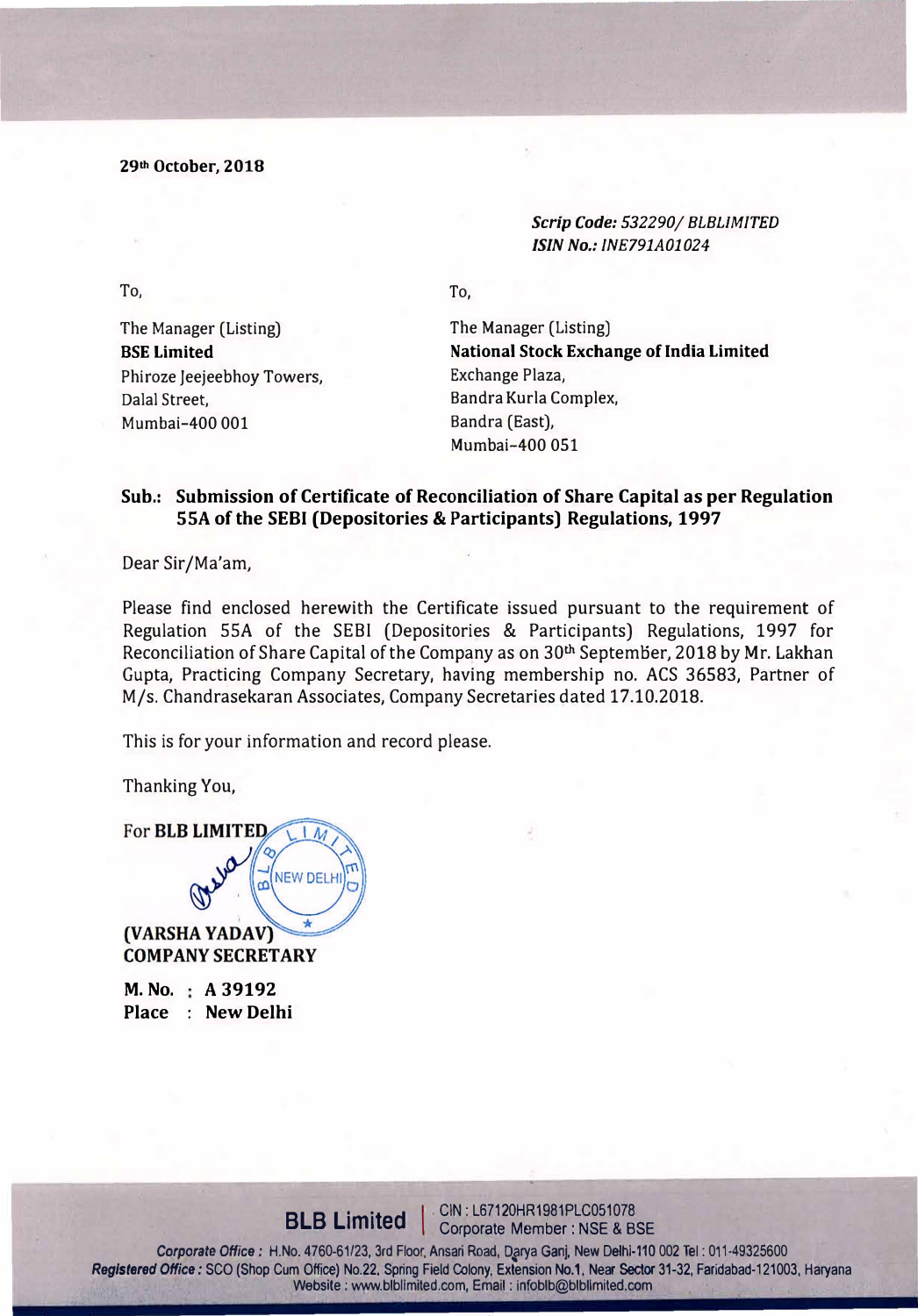**29th October, 2018**

***Scrip Code:** 532290/ BLBLIMITED*
***ISIN No.:** INE791A01024*

To,

The Manager (Listing)
**BSE Limited**
Phiroze Jeejeebhoy Towers,
Dalal Street,
Mumbai-400 001

To,

The Manager (Listing)
**National Stock Exchange of India Limited**
Exchange Plaza,
Bandra Kurla Complex,
Bandra (East),
Mumbai-400 051

**Sub.: Submission of Certificate of Reconciliation of Share Capital as per Regulation 55A of the SEBI (Depositories & Participants) Regulations, 1997**

Dear Sir/Ma'am,

Please find enclosed herewith the Certificate issued pursuant to the requirement of Regulation 55A of the SEBI (Depositories & Participants) Regulations, 1997 for Reconciliation of Share Capital of the Company as on 30th September, 2018 by Mr. Lakhan Gupta, Practicing Company Secretary, having membership no. ACS 36583, Partner of M/s. Chandrasekaran Associates, Company Secretaries dated 17.10.2018.

This is for your information and record please.

Thanking You,

For **BLB LIMITED**

**(VARSHA YADAV)**
**COMPANY SECRETARY**

**M. No. : A 39192**
**Place : New Delhi**

**BLB Limited** | CIN : L67120HR1981PLC051078
Corporate Member : NSE & BSE

***Corporate Office :*** H.No. 4760-61/23, 3rd Floor, Ansari Road, Darya Ganj, New Delhi-110 002 Tel : 011-49325600
***Registered Office :*** SCO (Shop Cum Office) No.22, Spring Field Colony, Extension No.1, Near Sector 31-32, Faridabad-121003, Haryana
Website : www.blblimited.com, Email : infoblb@blblimited.com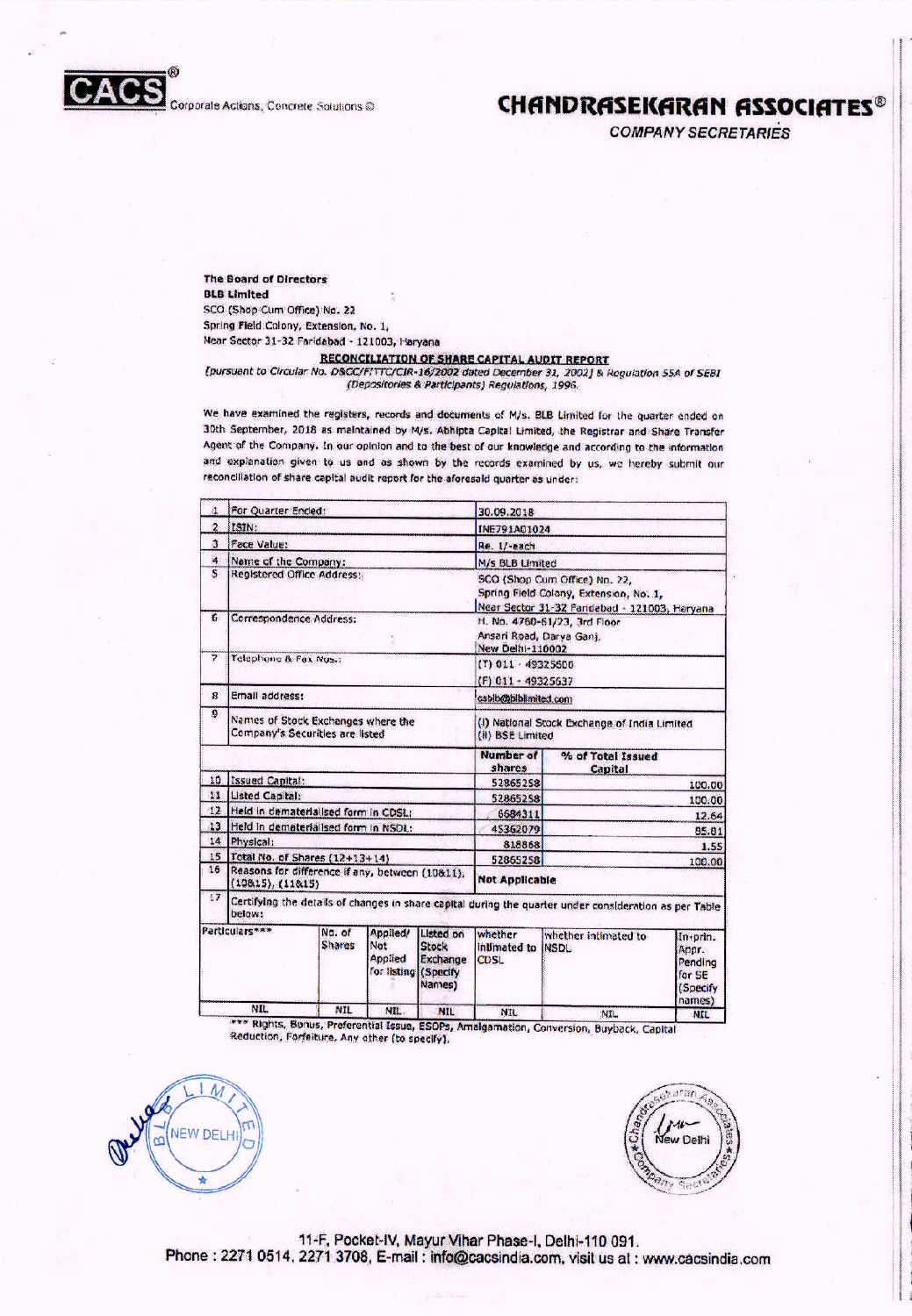**CHANDRASEKARAN ASSOCIATES®**
*COMPANY SECRETARIES*

CACS® Corporate Actions, Concrete Solutions ©

**The Board of Directors**
**BLB Limited**
SCO (Shop Cum Office) No. 22
Spring Field Colony, Extension, No. 1,
Near Sector 31-32 Faridabad - 121003, Haryana

**RECONCILIATION OF SHARE CAPITAL AUDIT REPORT**

*[pursuant to Circular No. D&CC/FITTC/CIR-16/2002 dated December 31, 2002] & Regulation 55A of SEBI (Depositories & Participants) Regulations, 1996.*

We have examined the registers, records and documents of M/s. BLB Limited for the quarter ended on 30th September, 2018 as maintained by M/s. Abhipta Capital Limited, the Registrar and Share Transfer Agent of the Company. In our opinion and to the best of our knowledge and according to the information and explanation given to us and as shown by the records examined by us, we hereby submit our reconciliation of share capital audit report for the aforesaid quarter as under:

| | | | |
|---|---|---|---|
| 1 | For Quarter Ended: | 30.09.2018 | |
| 2 | ISIN: | INE791A01024 | |
| 3 | Face Value: | Re. 1/-each | |
| 4 | Name of the Company: | M/s BLB Limited | |
| 5 | Registered Office Address: | SCO (Shop Cum Office) No. 22, Spring Field Colony, Extension, No. 1, Near Sector 31-32 Faridabad - 121003, Haryana | |
| 6 | Correspondence Address: | H. No. 4760-61/23, 3rd Floor Ansari Road, Darya Ganj, New Delhi-110002 | |
| 7 | Telephone & Fax Nos.: | (T) 011 - 49325600<br>(F) 011 - 49325637 | |
| 8 | Email address: | csblb@blblimited.com | |
| 9 | Names of Stock Exchanges where the Company's Securities are listed | (i) National Stock Exchange of India Limited<br>(ii) BSE Limited | |
| | | **Number of shares** | **% of Total Issued Capital** |
| 10 | Issued Capital: | 52865258 | 100.00 |
| 11 | Listed Capital: | 52865258 | 100.00 |
| 12 | Held in dematerialised form in CDSL: | 6684311 | 12.64 |
| 13 | Held in dematerialised form in NSDL: | 45362079 | 85.81 |
| 14 | Physical: | 818868 | 1.55 |
| 15 | Total No. of Shares (12+13+14) | 52865258 | 100.00 |
| 16 | Reasons for difference if any, between (10&11), (10&15), (11&15) | Not Applicable | |
| 17 | Certifying the details of changes in share capital during the quarter under consideration as per Table below: | | |

| Particulars*** | No. of Shares | Applied/ Not Applied for listing | Listed on Stock Exchange (Specify Names) | whether intimated to CDSL | whether intimated to NSDL | In-prin. Appr. Pending for SE (Specify names) |
|---|---|---|---|---|---|---|
| NIL | NIL | NIL | NIL | NIL | NIL | NIL |

*** Rights, Bonus, Preferential Issue, ESOPs, Amalgamation, Conversion, Buyback, Capital Reduction, Forfeiture, Any other (to specify).

11-F, Pocket-IV, Mayur Vihar Phase-I, Delhi-110 091.
Phone : 2271 0514, 2271 3708, E-mail : info@cacsindia.com, visit us at : www.cacsindia.com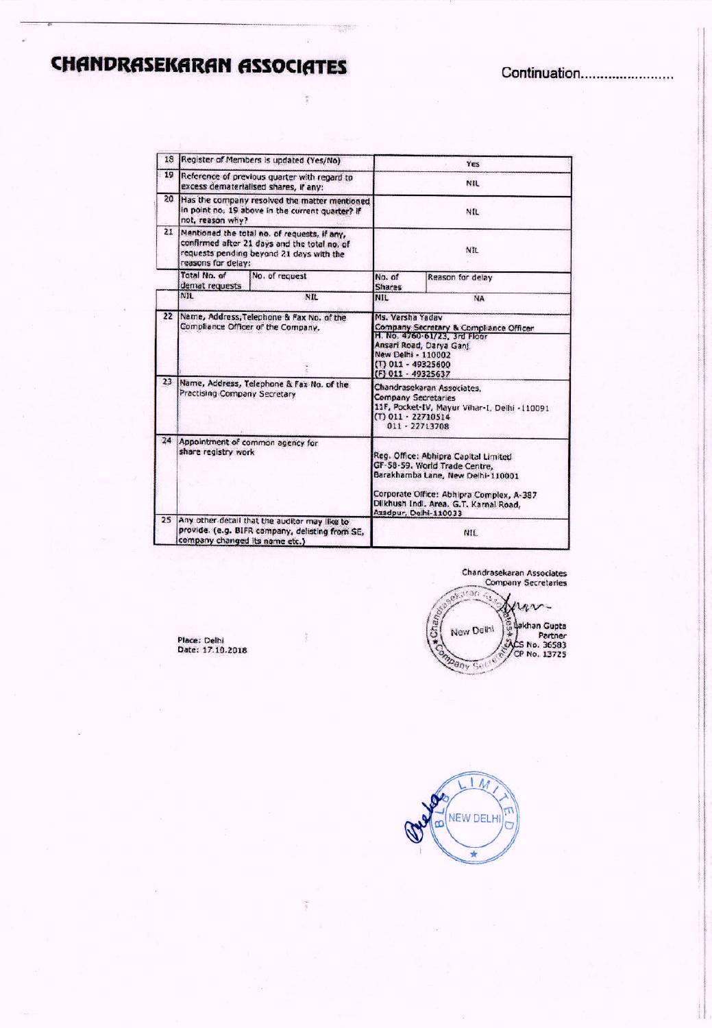# CHANDRASEKARAN ASSOCIATES

Continuation........................

| | | | | | |
|---|---|---|---|---|---|
| 18 | Register of Members is updated (Yes/No) | | Yes | | |
| 19 | Reference of previous quarter with regard to excess dematerialised shares, if any: | | NIL | | |
| 20 | Has the company resolved the matter mentioned in point no. 19 above in the current quarter? If not, reason why? | | NIL | | |
| 21 | Mentioned the total no. of requests, if any, confirmed after 21 days and the total no. of requests pending beyond 21 days with the reasons for delay: | | NIL | | |
| | Total No. of demat requests | No. of request | No. of Shares | Reason for delay | |
| | NIL | NIL | NIL | NA | |
| 22 | Name, Address, Telephone & Fax No. of the Compliance Officer of the Company. | | Ms. Varsha Yadav<br>Company Secretary & Compliance Officer<br>H. No. 4760-61/23, 3rd Floor<br>Ansari Road, Darya Ganj<br>New Delhi - 110002<br>(T) 011 - 49325600<br>(F) 011 - 49325637 | | |
| 23 | Name, Address, Telephone & Fax No. of the Practising Company Secretary | | Chandrasekaran Associates,<br>Company Secretaries<br>11F, Pocket-IV, Mayur Vihar-I, Delhi -110091<br>(T) 011 - 22710514<br>011 - 22713708 | | |
| 24 | Appointment of common agency for share registry work | | Reg. Office: Abhipra Capital Limited<br>GF-58-59, World Trade Centre,<br>Barakhamba Lane, New Delhi-110001<br><br>Corporate Office: Abhipra Complex, A-387<br>Dilkhush Indl. Area, G.T. Karnal Road,<br>Azadpur, Delhi-110033 | | |
| 25 | Any other detail that the auditor may like to provide. (e.g. BIFR company, delisting from SE, company changed its name etc.) | | NIL | | |

Chandrasekaran Associates
Company Secretaries

Lakhan Gupta
Partner
ACS No. 36583
CP No. 13725

Place: Delhi
Date: 17.10.2018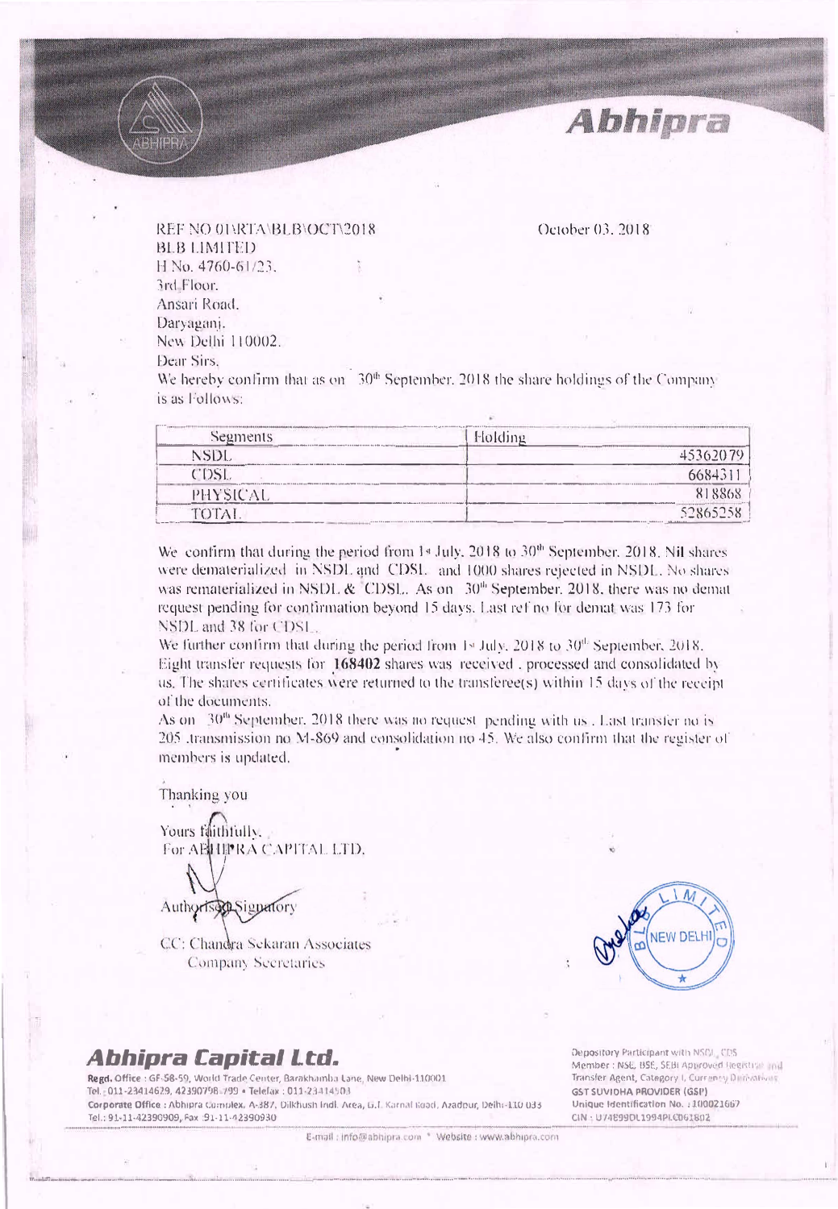# Abhipra

REF NO 01\RTA\BLB\OCT\2018

October 03, 2018

BLB LIMITED
H No. 4760-61/23,
3rd Floor,
Ansari Road,
Daryaganj,
New Delhi 110002.

Dear Sirs,

We hereby confirm that as on 30th September, 2018 the share holdings of the Company is as Follows:

| Segments | Holding |
|---|---|
| NSDL | 45362079 |
| CDSL | 6684311 |
| PHYSICAL | 818868 |
| TOTAL | 52865258 |

We confirm that during the period from 1st July, 2018 to 30th September, 2018, **Nil** shares were dematerialized in NSDL and CDSL and 1000 shares rejected in NSDL. No shares was rematerialized in NSDL & CDSL. As on 30th September, 2018, there was no demat request pending for confirmation beyond 15 days. Last ref no for demat was 173 for NSDL and 38 for CDSL.

We further confirm that during the period from 1st July, 2018 to 30th September, 2018, Eight transfer requests for **168402** shares was received, processed and consolidated by us. The shares certificates were returned to the transferee(s) within 15 days of the receipt of the documents.

As on 30th September, 2018 there was no request pending with us. Last transfer no is 205, transmission no M-869 and consolidation no 45. We also confirm that the register of members is updated.

Thanking you

Yours faithfully,
For ABHIPRA CAPITAL LTD.

Authorised Signatory

CC: Chandra Sekaran Associates
Company Secretaries

**Abhipra Capital Ltd.**

**Regd. Office** : GF-58-59, World Trade Center, Barakhamba Lane, New Delhi-110001
Tel.: 011-23414629, 42390798-799 • Telefax : 011-23414503
**Corporate Office** : Abhipra Complex, A-387, Dilkhush Indl. Area, G.T. Karnal Road, Azadpur, Delhi-110 033
Tel.: 91-11-42390909, Fax :91-11-42390930

Depository Participant with NSDL, CDS
Member : NSE, BSE, SEBI Approved Registrar and Transfer Agent, Category I, Currency Derivatives
GST SUVIDHA PROVIDER (GSP)
Unique Identification No. : 100021667
CIN : U74899DL1994PLC061802

E-mail : info@abhipra.com * Website : www.abhipra.com